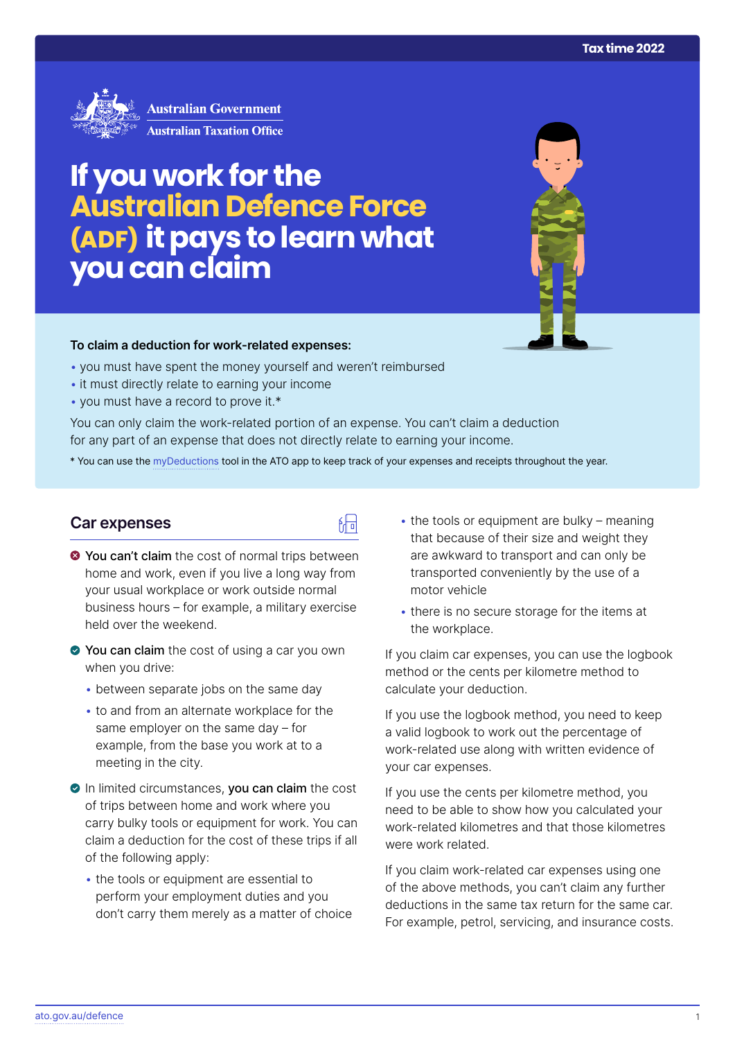Tax time 2022

Australian Government
Australian Taxation Office

# If you work for the Australian Defence Force (ADF) it pays to learn what you can claim

**To claim a deduction for work-related expenses:**

- you must have spent the money yourself and weren't reimbursed
- it must directly relate to earning your income
- you must have a record to prove it.*

You can only claim the work-related portion of an expense. You can't claim a deduction for any part of an expense that does not directly relate to earning your income.

* You can use the myDeductions tool in the ATO app to keep track of your expenses and receipts throughout the year.

## Car expenses

- ✖ **You can't claim** the cost of normal trips between home and work, even if you live a long way from your usual workplace or work outside normal business hours – for example, a military exercise held over the weekend.
- ✔ **You can claim** the cost of using a car you own when you drive:
  - between separate jobs on the same day
  - to and from an alternate workplace for the same employer on the same day – for example, from the base you work at to a meeting in the city.
- ✔ In limited circumstances, **you can claim** the cost of trips between home and work where you carry bulky tools or equipment for work. You can claim a deduction for the cost of these trips if all of the following apply:
  - the tools or equipment are essential to perform your employment duties and you don't carry them merely as a matter of choice
  - the tools or equipment are bulky – meaning that because of their size and weight they are awkward to transport and can only be transported conveniently by the use of a motor vehicle
  - there is no secure storage for the items at the workplace.

If you claim car expenses, you can use the logbook method or the cents per kilometre method to calculate your deduction.

If you use the logbook method, you need to keep a valid logbook to work out the percentage of work-related use along with written evidence of your car expenses.

If you use the cents per kilometre method, you need to be able to show how you calculated your work-related kilometres and that those kilometres were work related.

If you claim work-related car expenses using one of the above methods, you can't claim any further deductions in the same tax return for the same car. For example, petrol, servicing, and insurance costs.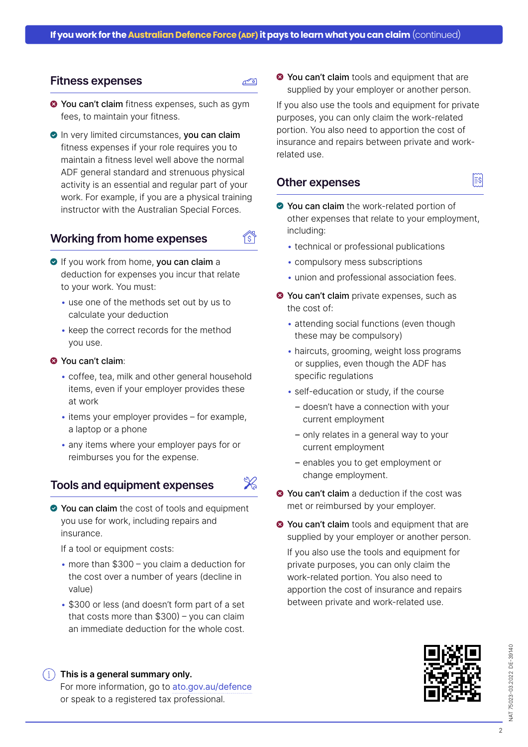**If you work for the Australian Defence Force (ADF) it pays to learn what you can claim** (continued)

## Fitness expenses

- **You can't claim** fitness expenses, such as gym fees, to maintain your fitness.
- In very limited circumstances, **you can claim** fitness expenses if your role requires you to maintain a fitness level well above the normal ADF general standard and strenuous physical activity is an essential and regular part of your work. For example, if you are a physical training instructor with the Australian Special Forces.

## Working from home expenses

- If you work from home, **you can claim** a deduction for expenses you incur that relate to your work. You must:
  - use one of the methods set out by us to calculate your deduction
  - keep the correct records for the method you use.
- **You can't claim**:
  - coffee, tea, milk and other general household items, even if your employer provides these at work
  - items your employer provides – for example, a laptop or a phone
  - any items where your employer pays for or reimburses you for the expense.

## Tools and equipment expenses

- **You can claim** the cost of tools and equipment you use for work, including repairs and insurance.

  If a tool or equipment costs:
  - more than $300 – you claim a deduction for the cost over a number of years (decline in value)
  - $300 or less (and doesn't form part of a set that costs more than $300) – you can claim an immediate deduction for the whole cost.
- **You can't claim** tools and equipment that are supplied by your employer or another person.

If you also use the tools and equipment for private purposes, you can only claim the work-related portion. You also need to apportion the cost of insurance and repairs between private and work-related use.

## Other expenses

- **You can claim** the work-related portion of other expenses that relate to your employment, including:
  - technical or professional publications
  - compulsory mess subscriptions
  - union and professional association fees.
- **You can't claim** private expenses, such as the cost of:
  - attending social functions (even though these may be compulsory)
  - haircuts, grooming, weight loss programs or supplies, even though the ADF has specific regulations
  - self-education or study, if the course
    - doesn't have a connection with your current employment
    - only relates in a general way to your current employment
    - enables you to get employment or change employment.
- **You can't claim** a deduction if the cost was met or reimbursed by your employer.
- **You can't claim** tools and equipment that are supplied by your employer or another person.

  If you also use the tools and equipment for private purposes, you can only claim the work-related portion. You also need to apportion the cost of insurance and repairs between private and work-related use.

**This is a general summary only.**
For more information, go to ato.gov.au/defence or speak to a registered tax professional.

NAT 75023-03.2022 DE-39140